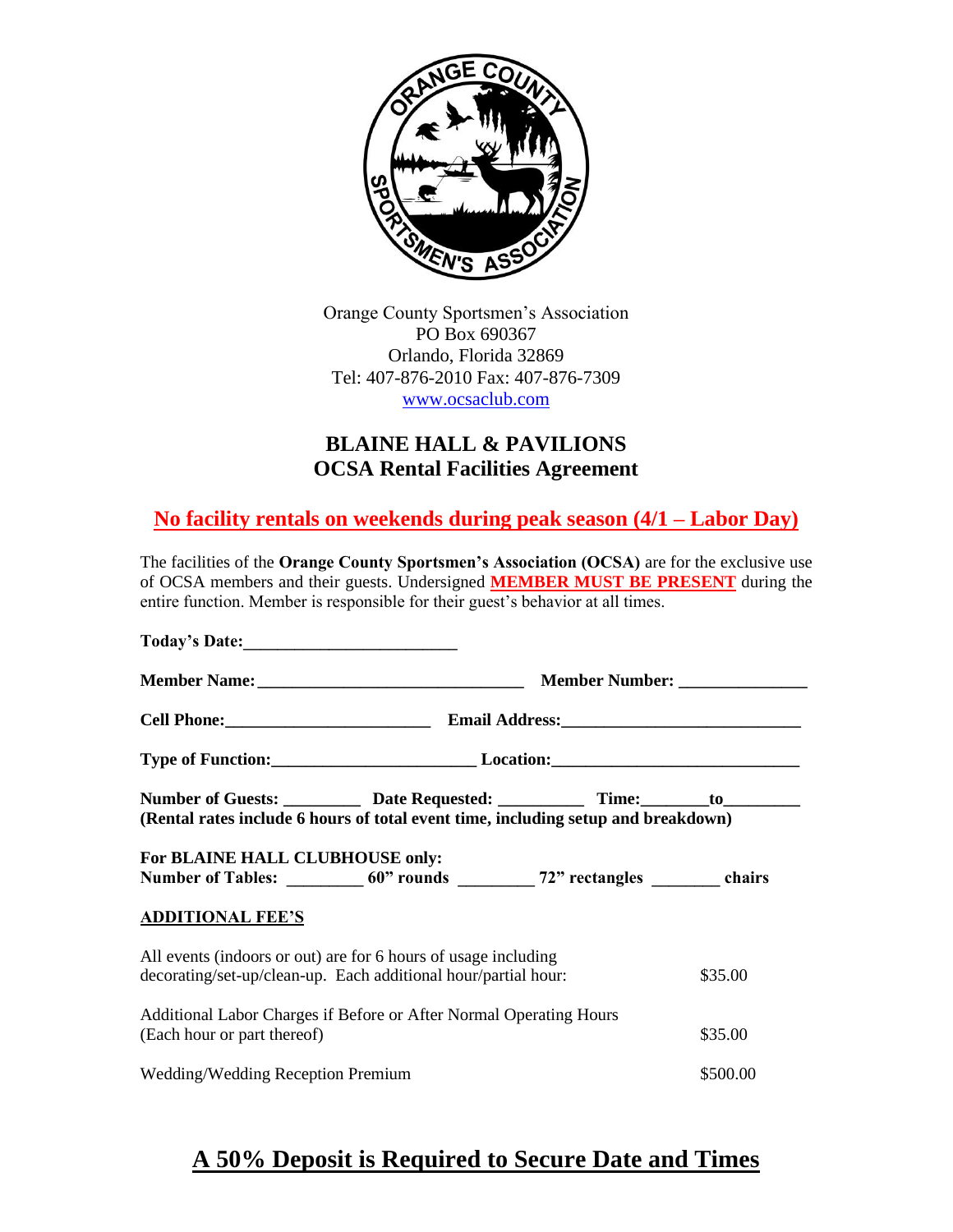Orange County Sportsmen's Association
PO Box 690367
Orlando, Florida 32869
Tel: 407-876-2010 Fax: 407-876-7309
www.ocsaclub.com

# BLAINE HALL & PAVILIONS
## OCSA Rental Facilities Agreement

### No facility rentals on weekends during peak season (4/1 – Labor Day)

The facilities of the **Orange County Sportsmen's Association (OCSA)** are for the exclusive use of OCSA members and their guests. Undersigned **MEMBER MUST BE PRESENT** during the entire function. Member is responsible for their guest's behavior at all times.

**Today's Date:_________________________**

**Member Name:_______________________________ Member Number: ______________**

**Cell Phone:________________________ Email Address:___________________________**

**Type of Function:________________________ Location:_____________________________**

**Number of Guests: _________ Date Requested: __________ Time:________to_________**
**(Rental rates include 6 hours of total event time, including setup and breakdown)**

**For BLAINE HALL CLUBHOUSE only:**
**Number of Tables: _________ 60" rounds _________ 72" rectangles ________ chairs**

**ADDITIONAL FEE'S**

| | |
|---|---|
| All events (indoors or out) are for 6 hours of usage including decorating/set-up/clean-up. Each additional hour/partial hour: | $35.00 |
| Additional Labor Charges if Before or After Normal Operating Hours (Each hour or part thereof) | $35.00 |
| Wedding/Wedding Reception Premium | $500.00 |

## A 50% Deposit is Required to Secure Date and Times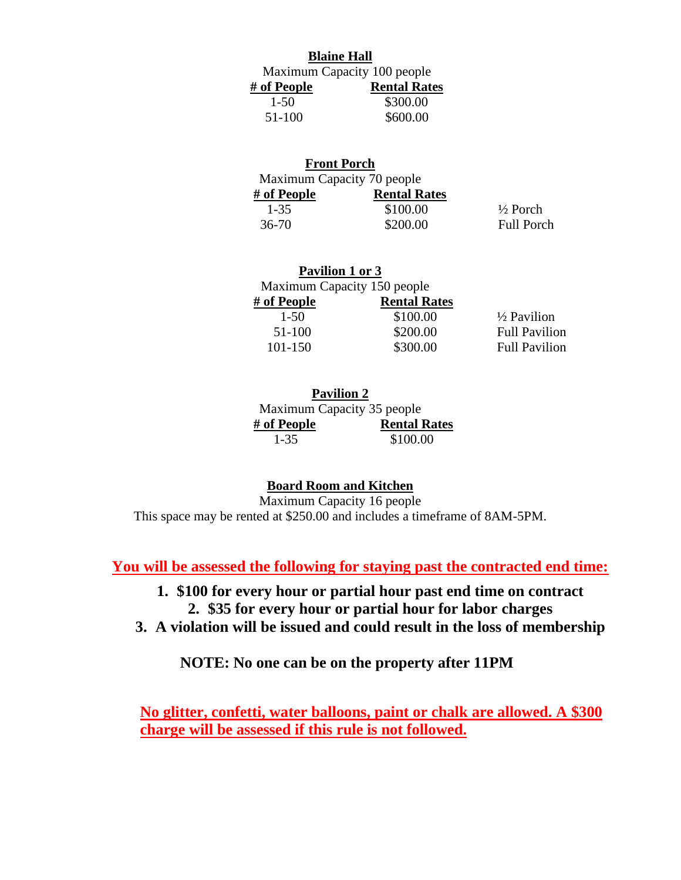## Blaine Hall

Maximum Capacity 100 people

| # of People | Rental Rates |
|---|---|
| 1-50 | $300.00 |
| 51-100 | $600.00 |

## Front Porch

Maximum Capacity 70 people

| # of People | Rental Rates | |
|---|---|---|
| 1-35 | $100.00 | ½ Porch |
| 36-70 | $200.00 | Full Porch |

## Pavilion 1 or 3

Maximum Capacity 150 people

| # of People | Rental Rates | |
|---|---|---|
| 1-50 | $100.00 | ½ Pavilion |
| 51-100 | $200.00 | Full Pavilion |
| 101-150 | $300.00 | Full Pavilion |

## Pavilion 2

Maximum Capacity 35 people

| # of People | Rental Rates |
|---|---|
| 1-35 | $100.00 |

## Board Room and Kitchen

Maximum Capacity 16 people

This space may be rented at $250.00 and includes a timeframe of 8AM-5PM.

**You will be assessed the following for staying past the contracted end time:**

1. **$100 for every hour or partial hour past end time on contract**
2. **$35 for every hour or partial hour for labor charges**
3. **A violation will be issued and could result in the loss of membership**

**NOTE: No one can be on the property after 11PM**

**No glitter, confetti, water balloons, paint or chalk are allowed. A $300 charge will be assessed if this rule is not followed.**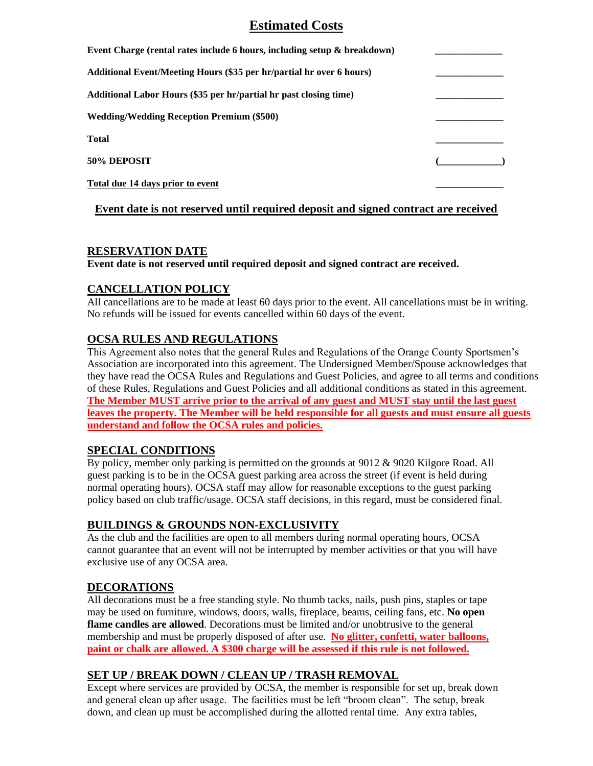# Estimated Costs

| | |
|---|---|
| **Event Charge (rental rates include 6 hours, including setup & breakdown)** | ______________ |
| **Additional Event/Meeting Hours ($35 per hr/partial hr over 6 hours)** | ______________ |
| **Additional Labor Hours ($35 per hr/partial hr past closing time)** | ______________ |
| **Wedding/Wedding Reception Premium ($500)** | ______________ |
| **Total** | ______________ |
| **50% DEPOSIT** | **(_____________)** |
| **Total due 14 days prior to event** | ______________ |

**Event date is not reserved until required deposit and signed contract are received**

## RESERVATION DATE

**Event date is not reserved until required deposit and signed contract are received.**

## CANCELLATION POLICY

All cancellations are to be made at least 60 days prior to the event. All cancellations must be in writing. No refunds will be issued for events cancelled within 60 days of the event.

## OCSA RULES AND REGULATIONS

This Agreement also notes that the general Rules and Regulations of the Orange County Sportsmen's Association are incorporated into this agreement. The Undersigned Member/Spouse acknowledges that they have read the OCSA Rules and Regulations and Guest Policies, and agree to all terms and conditions of these Rules, Regulations and Guest Policies and all additional conditions as stated in this agreement. **The Member MUST arrive prior to the arrival of any guest and MUST stay until the last guest leaves the property. The Member will be held responsible for all guests and must ensure all guests understand and follow the OCSA rules and policies.**

## SPECIAL CONDITIONS

By policy, member only parking is permitted on the grounds at 9012 & 9020 Kilgore Road. All guest parking is to be in the OCSA guest parking area across the street (if event is held during normal operating hours). OCSA staff may allow for reasonable exceptions to the guest parking policy based on club traffic/usage. OCSA staff decisions, in this regard, must be considered final.

## BUILDINGS & GROUNDS NON-EXCLUSIVITY

As the club and the facilities are open to all members during normal operating hours, OCSA cannot guarantee that an event will not be interrupted by member activities or that you will have exclusive use of any OCSA area.

## DECORATIONS

All decorations must be a free standing style. No thumb tacks, nails, push pins, staples or tape may be used on furniture, windows, doors, walls, fireplace, beams, ceiling fans, etc. **No open flame candles are allowed**. Decorations must be limited and/or unobtrusive to the general membership and must be properly disposed of after use. **No glitter, confetti, water balloons, paint or chalk are allowed. A $300 charge will be assessed if this rule is not followed.**

## SET UP / BREAK DOWN / CLEAN UP / TRASH REMOVAL

Except where services are provided by OCSA, the member is responsible for set up, break down and general clean up after usage. The facilities must be left "broom clean". The setup, break down, and clean up must be accomplished during the allotted rental time. Any extra tables,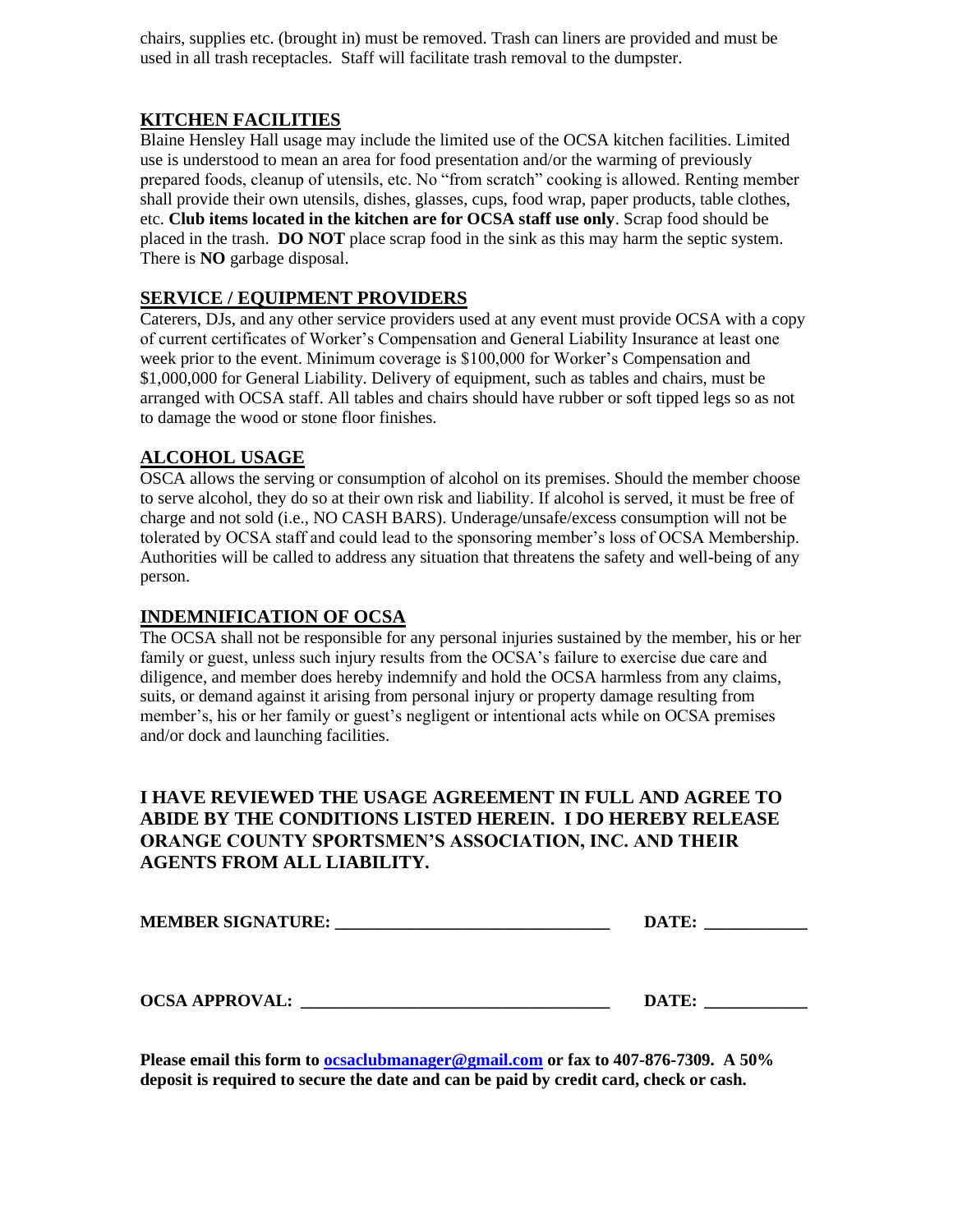chairs, supplies etc. (brought in) must be removed. Trash can liners are provided and must be used in all trash receptacles. Staff will facilitate trash removal to the dumpster.

## KITCHEN FACILITIES

Blaine Hensley Hall usage may include the limited use of the OCSA kitchen facilities. Limited use is understood to mean an area for food presentation and/or the warming of previously prepared foods, cleanup of utensils, etc. No "from scratch" cooking is allowed. Renting member shall provide their own utensils, dishes, glasses, cups, food wrap, paper products, table clothes, etc. **Club items located in the kitchen are for OCSA staff use only**. Scrap food should be placed in the trash. **DO NOT** place scrap food in the sink as this may harm the septic system. There is **NO** garbage disposal.

## SERVICE / EQUIPMENT PROVIDERS

Caterers, DJs, and any other service providers used at any event must provide OCSA with a copy of current certificates of Worker's Compensation and General Liability Insurance at least one week prior to the event. Minimum coverage is $100,000 for Worker's Compensation and $1,000,000 for General Liability. Delivery of equipment, such as tables and chairs, must be arranged with OCSA staff. All tables and chairs should have rubber or soft tipped legs so as not to damage the wood or stone floor finishes.

## ALCOHOL USAGE

OSCA allows the serving or consumption of alcohol on its premises. Should the member choose to serve alcohol, they do so at their own risk and liability. If alcohol is served, it must be free of charge and not sold (i.e., NO CASH BARS). Underage/unsafe/excess consumption will not be tolerated by OCSA staff and could lead to the sponsoring member's loss of OCSA Membership. Authorities will be called to address any situation that threatens the safety and well-being of any person.

## INDEMNIFICATION OF OCSA

The OCSA shall not be responsible for any personal injuries sustained by the member, his or her family or guest, unless such injury results from the OCSA's failure to exercise due care and diligence, and member does hereby indemnify and hold the OCSA harmless from any claims, suits, or demand against it arising from personal injury or property damage resulting from member's, his or her family or guest's negligent or intentional acts while on OCSA premises and/or dock and launching facilities.

**I HAVE REVIEWED THE USAGE AGREEMENT IN FULL AND AGREE TO ABIDE BY THE CONDITIONS LISTED HEREIN. I DO HEREBY RELEASE ORANGE COUNTY SPORTSMEN'S ASSOCIATION, INC. AND THEIR AGENTS FROM ALL LIABILITY.**

**MEMBER SIGNATURE: ________________________________ DATE: ____________**

**OCSA APPROVAL: ____________________________________ DATE: ____________**

**Please email this form to ocsaclubmanager@gmail.com or fax to 407-876-7309. A 50% deposit is required to secure the date and can be paid by credit card, check or cash.**